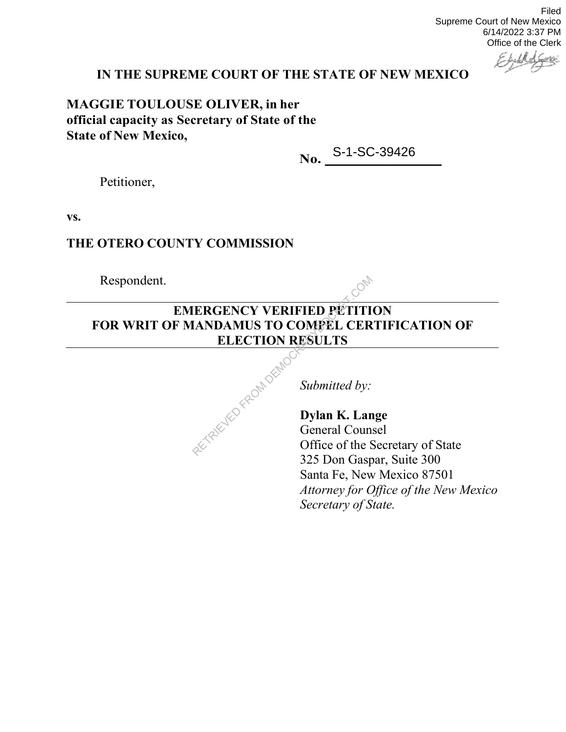Filed
Supreme Court of New Mexico
6/14/2022 3:37 PM
Office of the Clerk

**IN THE SUPREME COURT OF THE STATE OF NEW MEXICO**

**MAGGIE TOULOUSE OLIVER, in her official capacity as Secretary of State of the State of New Mexico,**

**No.** S-1-SC-39426

Petitioner,

**vs.**

**THE OTERO COUNTY COMMISSION**

Respondent.

---

**EMERGENCY VERIFIED PETITION FOR WRIT OF MANDAMUS TO COMPEL CERTIFICATION OF ELECTION RESULTS**

---

*Submitted by:*

**Dylan K. Lange**
General Counsel
Office of the Secretary of State
325 Don Gaspar, Suite 300
Santa Fe, New Mexico 87501
*Attorney for Office of the New Mexico Secretary of State.*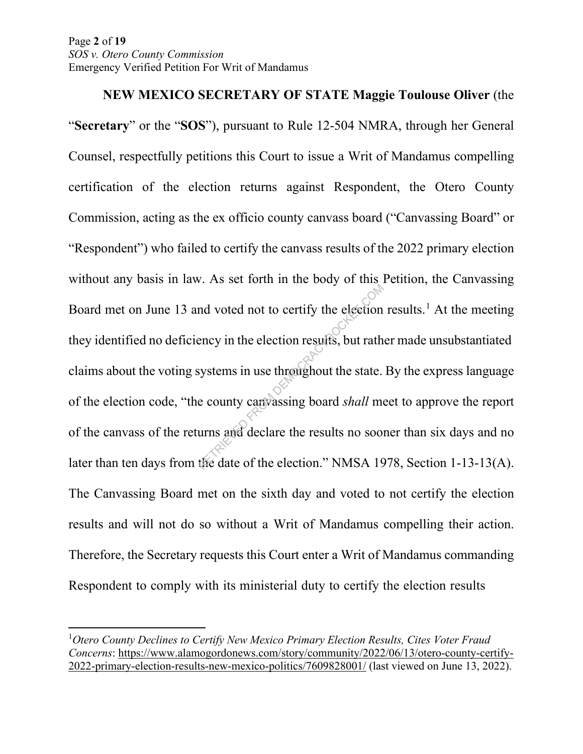**NEW MEXICO SECRETARY OF STATE Maggie Toulouse Oliver** (the "**Secretary**" or the "**SOS**"), pursuant to Rule 12-504 NMRA, through her General Counsel, respectfully petitions this Court to issue a Writ of Mandamus compelling certification of the election returns against Respondent, the Otero County Commission, acting as the ex officio county canvass board ("Canvassing Board" or "Respondent") who failed to certify the canvass results of the 2022 primary election without any basis in law. As set forth in the body of this Petition, the Canvassing Board met on June 13 and voted not to certify the election results.[1] At the meeting they identified no deficiency in the election results, but rather made unsubstantiated claims about the voting systems in use throughout the state. By the express language of the election code, "the county canvassing board *shall* meet to approve the report of the canvass of the returns and declare the results no sooner than six days and no later than ten days from the date of the election." NMSA 1978, Section 1-13-13(A). The Canvassing Board met on the sixth day and voted to not certify the election results and will not do so without a Writ of Mandamus compelling their action. Therefore, the Secretary requests this Court enter a Writ of Mandamus commanding Respondent to comply with its ministerial duty to certify the election results

[1] *Otero County Declines to Certify New Mexico Primary Election Results, Cites Voter Fraud Concerns*: https://www.alamogordonews.com/story/community/2022/06/13/otero-county-certify-2022-primary-election-results-new-mexico-politics/7609828001/ (last viewed on June 13, 2022).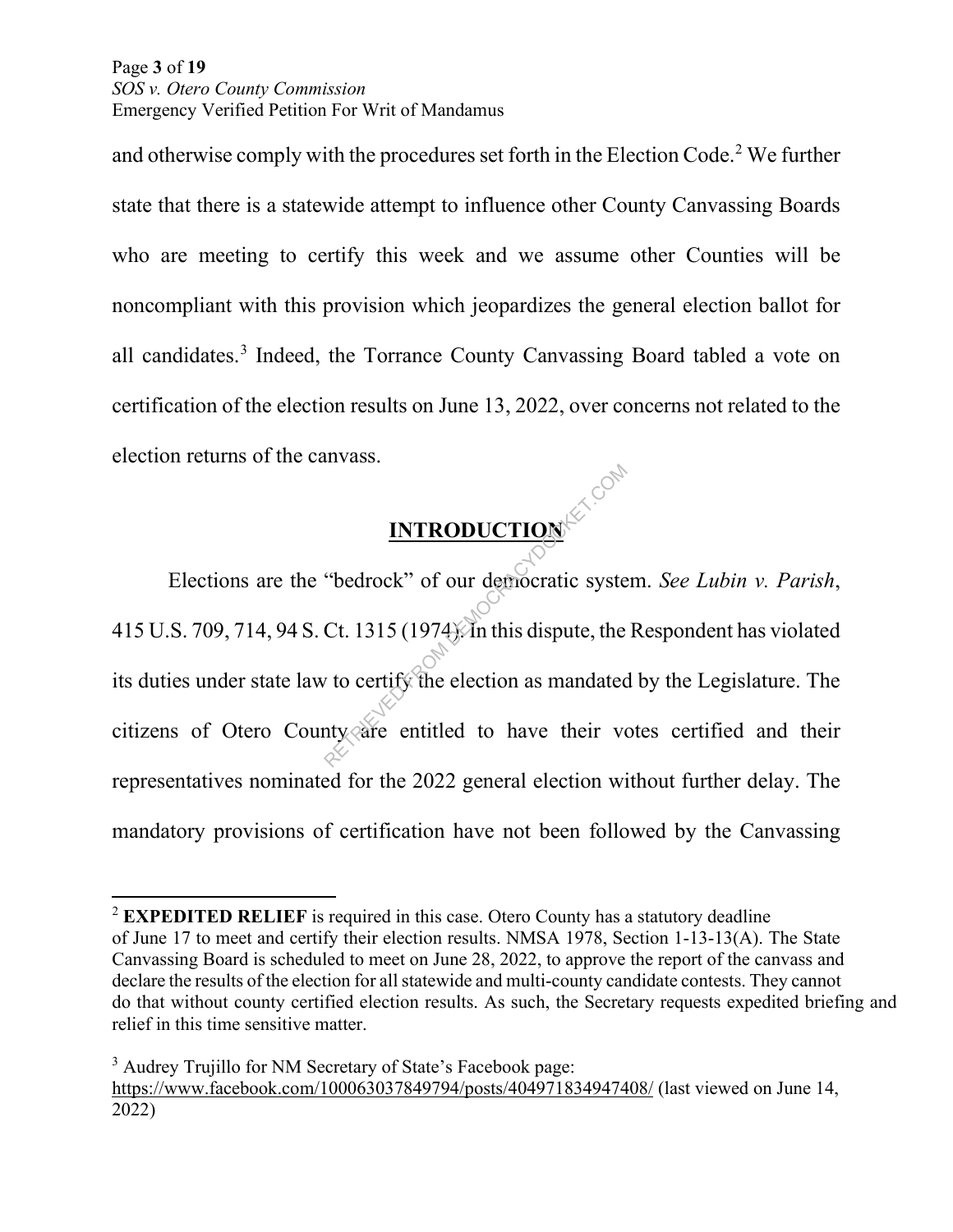and otherwise comply with the procedures set forth in the Election Code.[2] We further state that there is a statewide attempt to influence other County Canvassing Boards who are meeting to certify this week and we assume other Counties will be noncompliant with this provision which jeopardizes the general election ballot for all candidates.[3] Indeed, the Torrance County Canvassing Board tabled a vote on certification of the election results on June 13, 2022, over concerns not related to the election returns of the canvass.

## INTRODUCTION

Elections are the "bedrock" of our democratic system. *See Lubin v. Parish*, 415 U.S. 709, 714, 94 S. Ct. 1315 (1974). In this dispute, the Respondent has violated its duties under state law to certify the election as mandated by the Legislature. The citizens of Otero County are entitled to have their votes certified and their representatives nominated for the 2022 general election without further delay. The mandatory provisions of certification have not been followed by the Canvassing

---

[2] **EXPEDITED RELIEF** is required in this case. Otero County has a statutory deadline of June 17 to meet and certify their election results. NMSA 1978, Section 1-13-13(A). The State Canvassing Board is scheduled to meet on June 28, 2022, to approve the report of the canvass and declare the results of the election for all statewide and multi-county candidate contests. They cannot do that without county certified election results. As such, the Secretary requests expedited briefing and relief in this time sensitive matter.

[3] Audrey Trujillo for NM Secretary of State's Facebook page: https://www.facebook.com/100063037849794/posts/404971834947408/ (last viewed on June 14, 2022)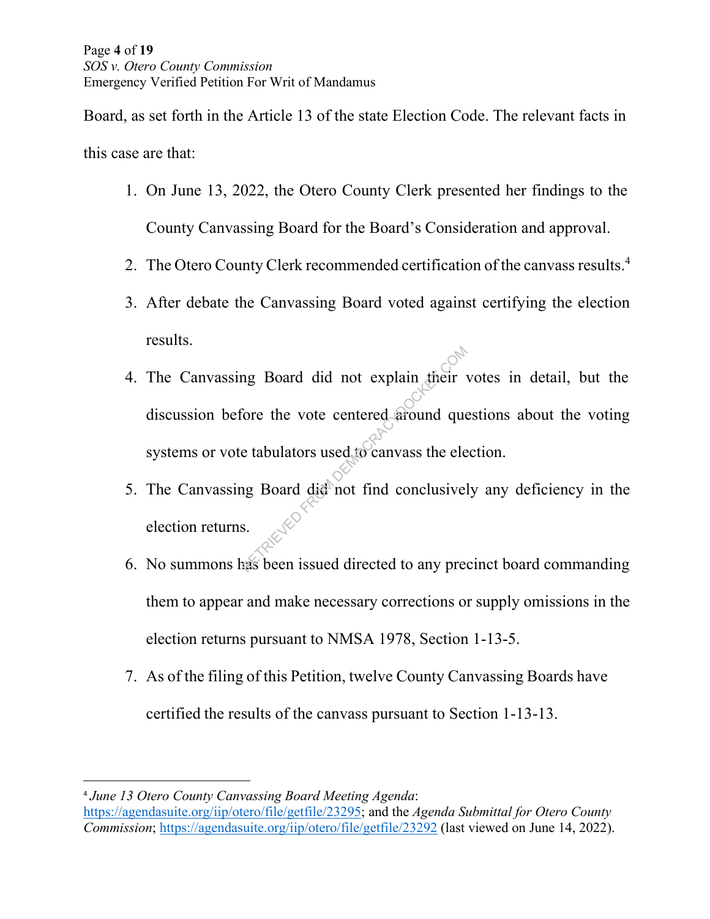Board, as set forth in the Article 13 of the state Election Code. The relevant facts in this case are that:

1. On June 13, 2022, the Otero County Clerk presented her findings to the County Canvassing Board for the Board's Consideration and approval.
2. The Otero County Clerk recommended certification of the canvass results.[4]
3. After debate the Canvassing Board voted against certifying the election results.
4. The Canvassing Board did not explain their votes in detail, but the discussion before the vote centered around questions about the voting systems or vote tabulators used to canvass the election.
5. The Canvassing Board did not find conclusively any deficiency in the election returns.
6. No summons has been issued directed to any precinct board commanding them to appear and make necessary corrections or supply omissions in the election returns pursuant to NMSA 1978, Section 1-13-5.
7. As of the filing of this Petition, twelve County Canvassing Boards have certified the results of the canvass pursuant to Section 1-13-13.

---

[4] *June 13 Otero County Canvassing Board Meeting Agenda*: https://agendasuite.org/iip/otero/file/getfile/23295; and the *Agenda Submittal for Otero County Commission*; https://agendasuite.org/iip/otero/file/getfile/23292 (last viewed on June 14, 2022).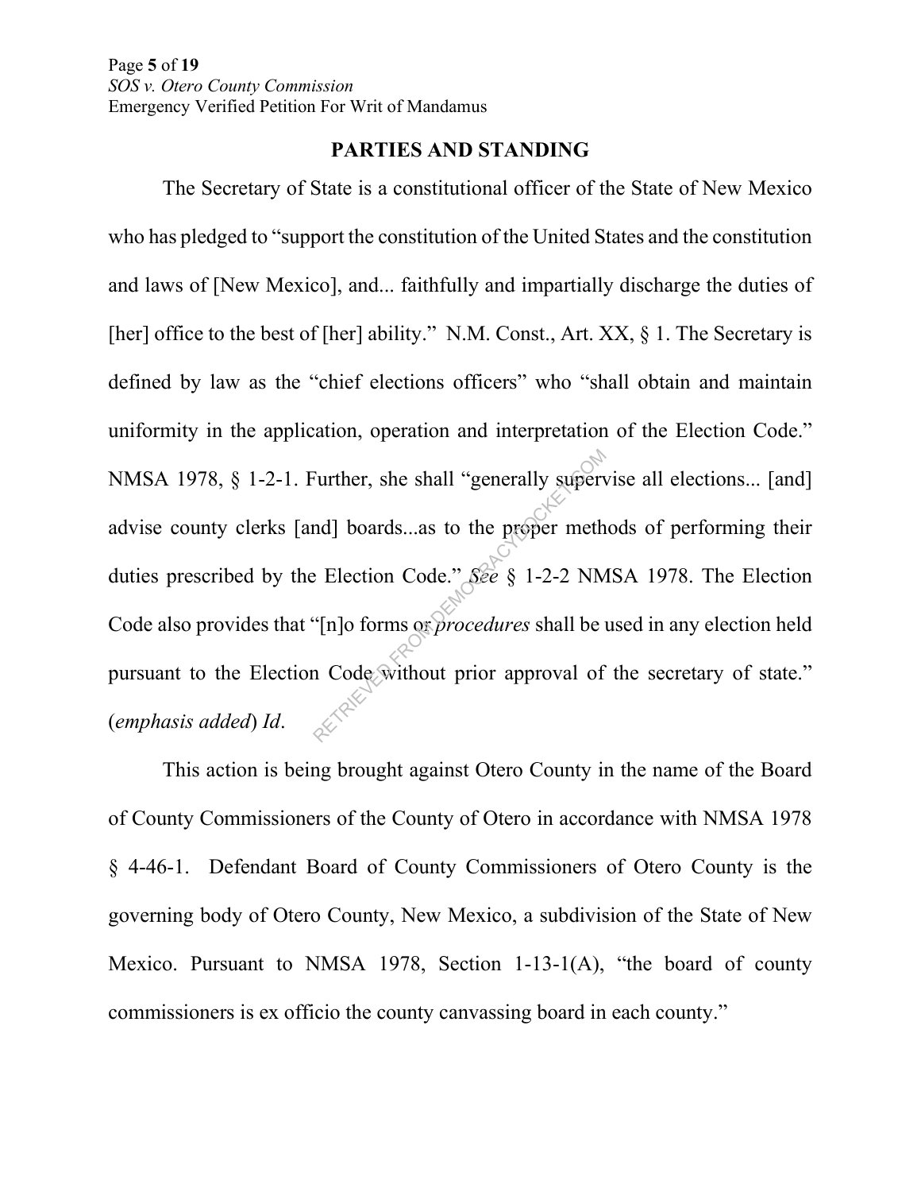## PARTIES AND STANDING

The Secretary of State is a constitutional officer of the State of New Mexico who has pledged to "support the constitution of the United States and the constitution and laws of [New Mexico], and... faithfully and impartially discharge the duties of [her] office to the best of [her] ability." N.M. Const., Art. XX, § 1. The Secretary is defined by law as the "chief elections officers" who "shall obtain and maintain uniformity in the application, operation and interpretation of the Election Code." NMSA 1978, § 1-2-1. Further, she shall "generally supervise all elections... [and] advise county clerks [and] boards...as to the proper methods of performing their duties prescribed by the Election Code." *See* § 1-2-2 NMSA 1978. The Election Code also provides that "[n]o forms or *procedures* shall be used in any election held pursuant to the Election Code without prior approval of the secretary of state." (*emphasis added*) *Id*.

This action is being brought against Otero County in the name of the Board of County Commissioners of the County of Otero in accordance with NMSA 1978 § 4-46-1. Defendant Board of County Commissioners of Otero County is the governing body of Otero County, New Mexico, a subdivision of the State of New Mexico. Pursuant to NMSA 1978, Section 1-13-1(A), "the board of county commissioners is ex officio the county canvassing board in each county."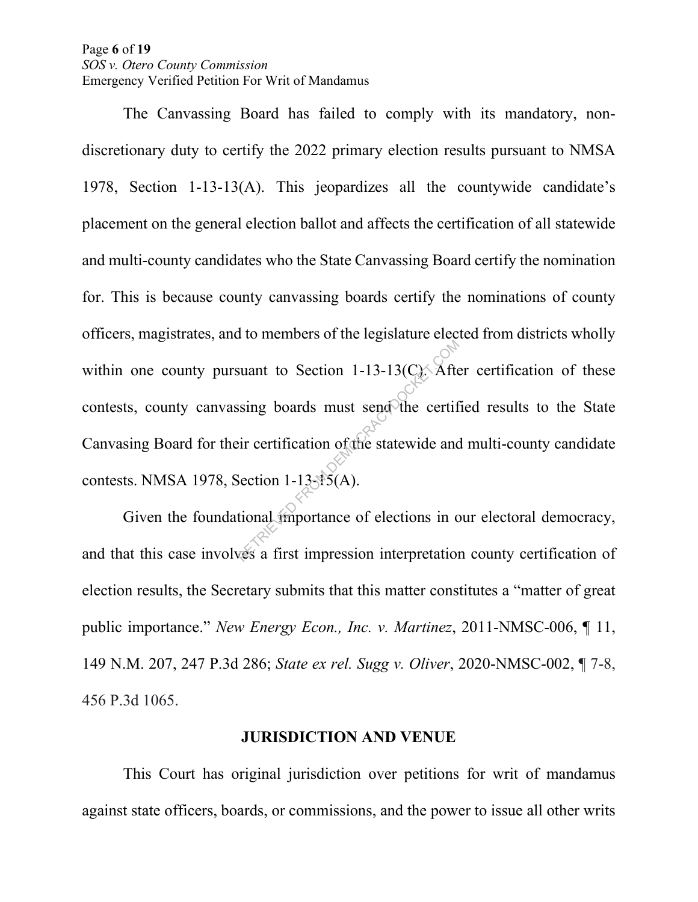The Canvassing Board has failed to comply with its mandatory, non-discretionary duty to certify the 2022 primary election results pursuant to NMSA 1978, Section 1-13-13(A). This jeopardizes all the countywide candidate's placement on the general election ballot and affects the certification of all statewide and multi-county candidates who the State Canvassing Board certify the nomination for. This is because county canvassing boards certify the nominations of county officers, magistrates, and to members of the legislature elected from districts wholly within one county pursuant to Section 1-13-13(C). After certification of these contests, county canvassing boards must send the certified results to the State Canvasing Board for their certification of the statewide and multi-county candidate contests. NMSA 1978, Section 1-13-15(A).

Given the foundational importance of elections in our electoral democracy, and that this case involves a first impression interpretation county certification of election results, the Secretary submits that this matter constitutes a "matter of great public importance." *New Energy Econ., Inc. v. Martinez*, 2011-NMSC-006, ¶ 11, 149 N.M. 207, 247 P.3d 286; *State ex rel. Sugg v. Oliver*, 2020-NMSC-002, ¶ 7-8, 456 P.3d 1065.

## JURISDICTION AND VENUE

This Court has original jurisdiction over petitions for writ of mandamus against state officers, boards, or commissions, and the power to issue all other writs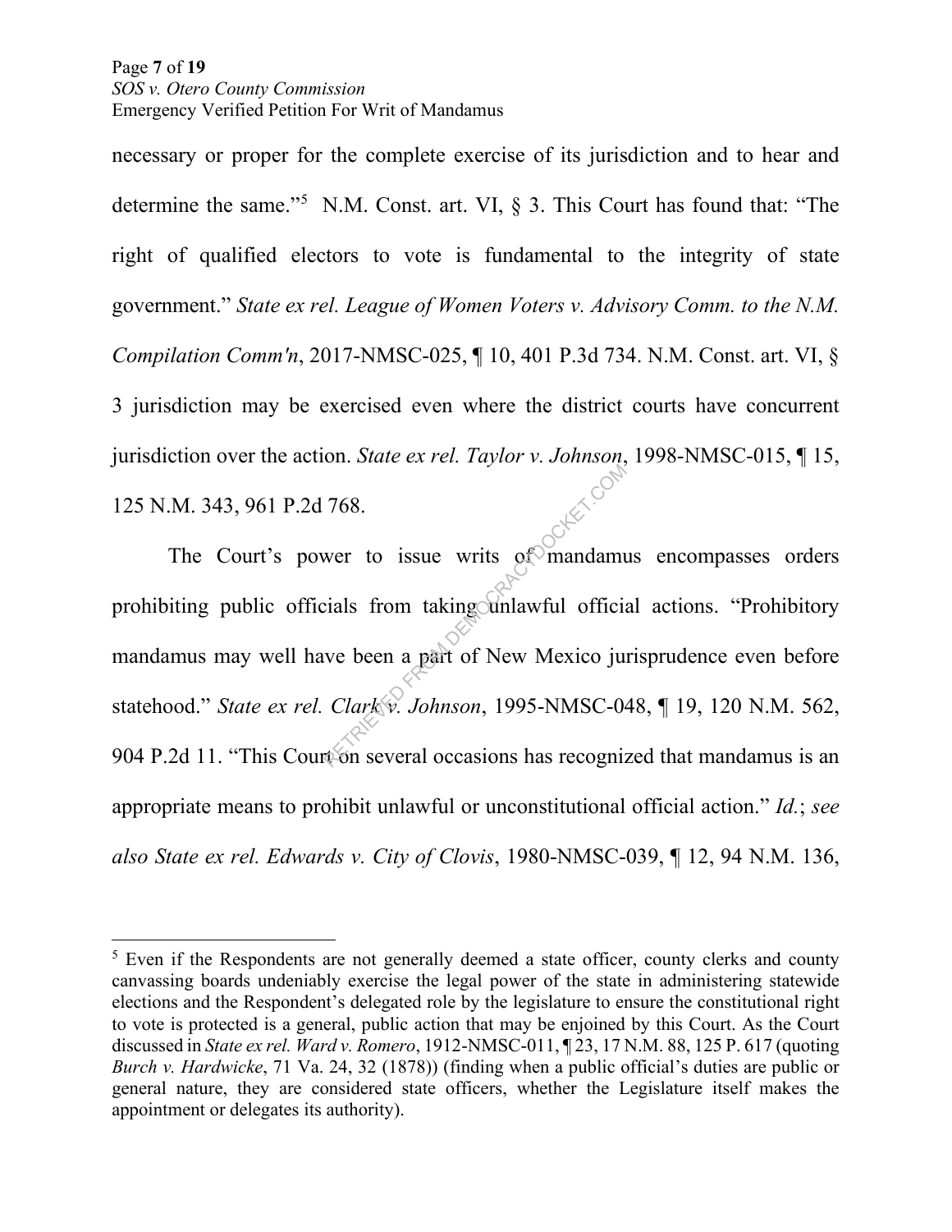necessary or proper for the complete exercise of its jurisdiction and to hear and determine the same."[5] N.M. Const. art. VI, § 3. This Court has found that: "The right of qualified electors to vote is fundamental to the integrity of state government." *State ex rel. League of Women Voters v. Advisory Comm. to the N.M. Compilation Comm'n*, 2017-NMSC-025, ¶ 10, 401 P.3d 734. N.M. Const. art. VI, § 3 jurisdiction may be exercised even where the district courts have concurrent jurisdiction over the action. *State ex rel. Taylor v. Johnson*, 1998-NMSC-015, ¶ 15, 125 N.M. 343, 961 P.2d 768.

The Court's power to issue writs of mandamus encompasses orders prohibiting public officials from taking unlawful official actions. "Prohibitory mandamus may well have been a part of New Mexico jurisprudence even before statehood." *State ex rel. Clark v. Johnson*, 1995-NMSC-048, ¶ 19, 120 N.M. 562, 904 P.2d 11. "This Court on several occasions has recognized that mandamus is an appropriate means to prohibit unlawful or unconstitutional official action." *Id.*; *see also State ex rel. Edwards v. City of Clovis*, 1980-NMSC-039, ¶ 12, 94 N.M. 136,

---

[5] Even if the Respondents are not generally deemed a state officer, county clerks and county canvassing boards undeniably exercise the legal power of the state in administering statewide elections and the Respondent's delegated role by the legislature to ensure the constitutional right to vote is protected is a general, public action that may be enjoined by this Court. As the Court discussed in *State ex rel. Ward v. Romero*, 1912-NMSC-011, ¶ 23, 17 N.M. 88, 125 P. 617 (quoting *Burch v. Hardwicke*, 71 Va. 24, 32 (1878)) (finding when a public official's duties are public or general nature, they are considered state officers, whether the Legislature itself makes the appointment or delegates its authority).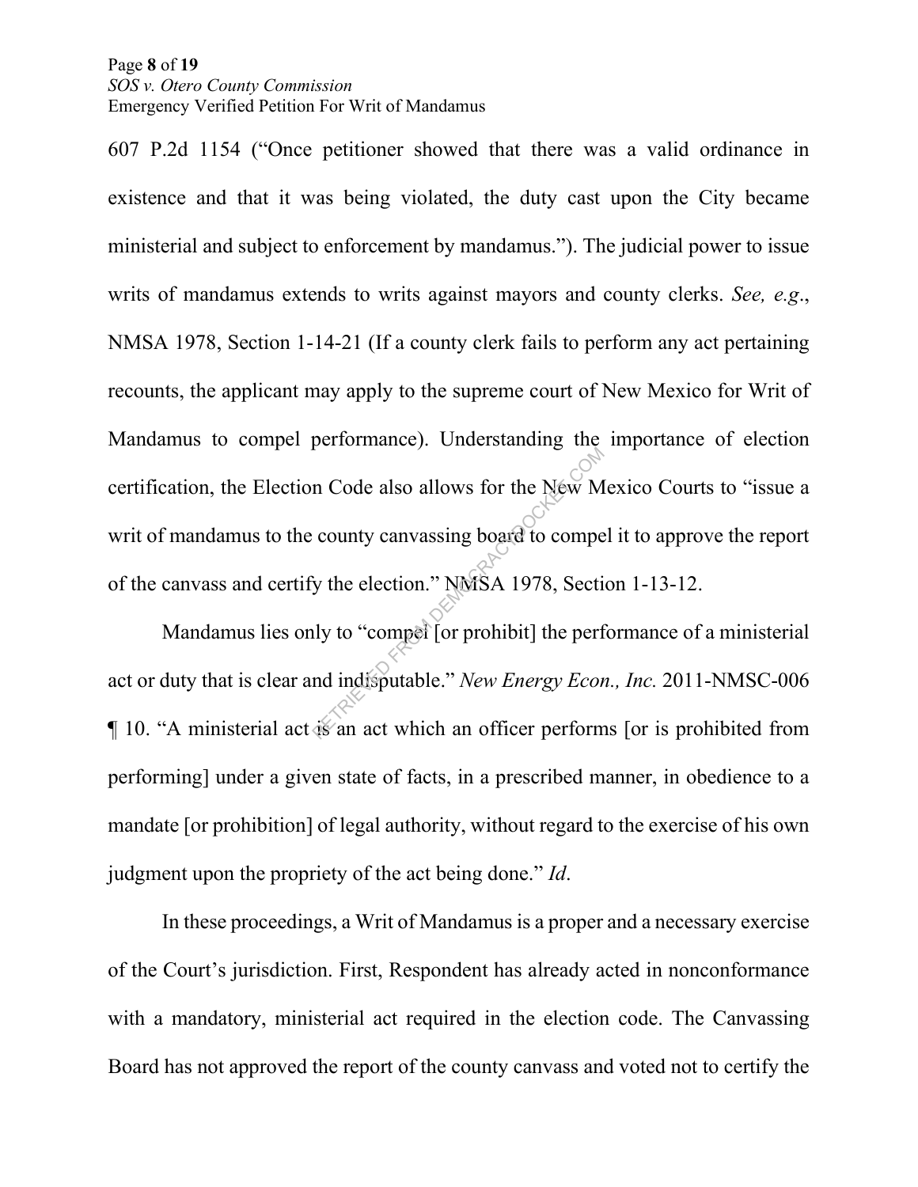607 P.2d 1154 ("Once petitioner showed that there was a valid ordinance in existence and that it was being violated, the duty cast upon the City became ministerial and subject to enforcement by mandamus."). The judicial power to issue writs of mandamus extends to writs against mayors and county clerks. *See, e.g*., NMSA 1978, Section 1-14-21 (If a county clerk fails to perform any act pertaining recounts, the applicant may apply to the supreme court of New Mexico for Writ of Mandamus to compel performance). Understanding the importance of election certification, the Election Code also allows for the New Mexico Courts to "issue a writ of mandamus to the county canvassing board to compel it to approve the report of the canvass and certify the election." NMSA 1978, Section 1-13-12.

Mandamus lies only to "compel [or prohibit] the performance of a ministerial act or duty that is clear and indisputable." *New Energy Econ., Inc.* 2011-NMSC-006 ¶ 10. "A ministerial act is an act which an officer performs [or is prohibited from performing] under a given state of facts, in a prescribed manner, in obedience to a mandate [or prohibition] of legal authority, without regard to the exercise of his own judgment upon the propriety of the act being done." *Id*.

In these proceedings, a Writ of Mandamus is a proper and a necessary exercise of the Court's jurisdiction. First, Respondent has already acted in nonconformance with a mandatory, ministerial act required in the election code. The Canvassing Board has not approved the report of the county canvass and voted not to certify the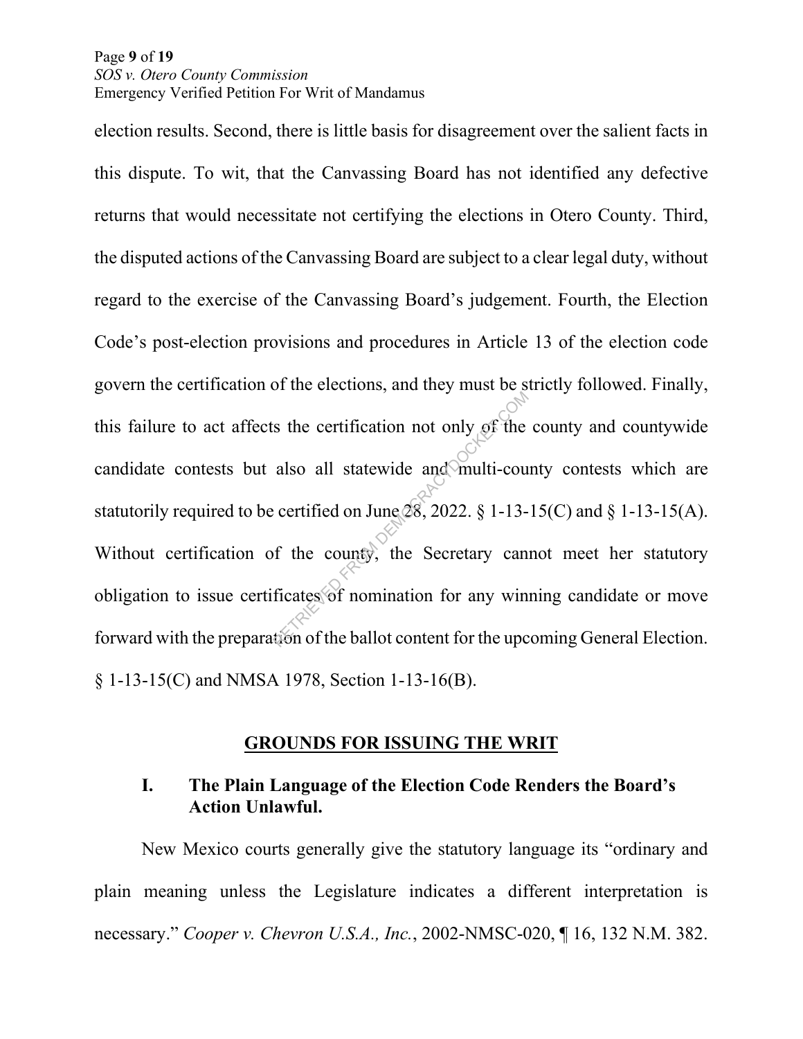election results. Second, there is little basis for disagreement over the salient facts in this dispute. To wit, that the Canvassing Board has not identified any defective returns that would necessitate not certifying the elections in Otero County. Third, the disputed actions of the Canvassing Board are subject to a clear legal duty, without regard to the exercise of the Canvassing Board's judgement. Fourth, the Election Code's post-election provisions and procedures in Article 13 of the election code govern the certification of the elections, and they must be strictly followed. Finally, this failure to act affects the certification not only of the county and countywide candidate contests but also all statewide and multi-county contests which are statutorily required to be certified on June 28, 2022. § 1-13-15(C) and § 1-13-15(A). Without certification of the county, the Secretary cannot meet her statutory obligation to issue certificates of nomination for any winning candidate or move forward with the preparation of the ballot content for the upcoming General Election. § 1-13-15(C) and NMSA 1978, Section 1-13-16(B).

## GROUNDS FOR ISSUING THE WRIT

### I. The Plain Language of the Election Code Renders the Board's Action Unlawful.

New Mexico courts generally give the statutory language its "ordinary and plain meaning unless the Legislature indicates a different interpretation is necessary." *Cooper v. Chevron U.S.A., Inc.*, 2002-NMSC-020, ¶ 16, 132 N.M. 382.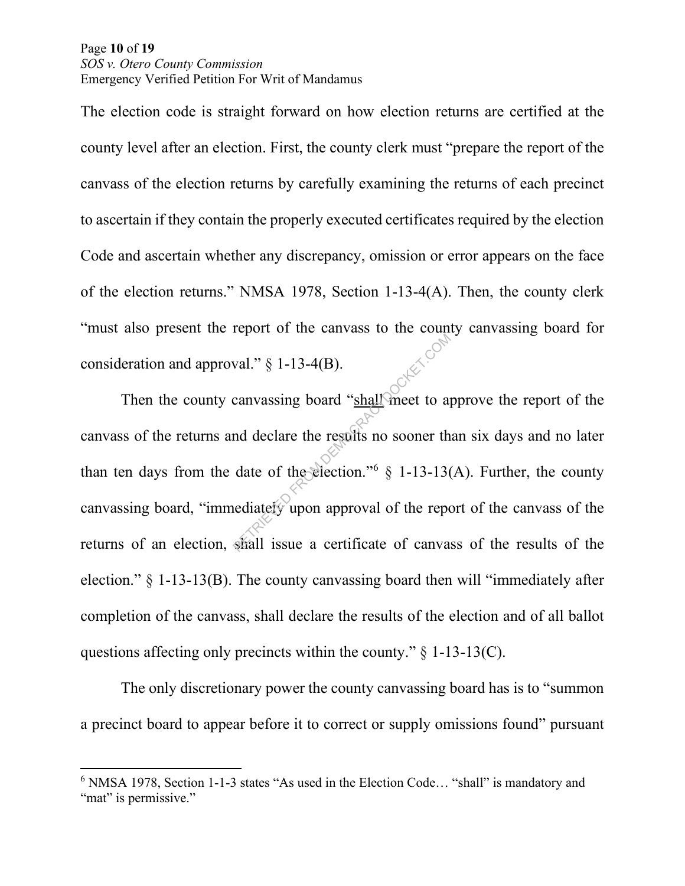The election code is straight forward on how election returns are certified at the county level after an election. First, the county clerk must "prepare the report of the canvass of the election returns by carefully examining the returns of each precinct to ascertain if they contain the properly executed certificates required by the election Code and ascertain whether any discrepancy, omission or error appears on the face of the election returns." NMSA 1978, Section 1-13-4(A). Then, the county clerk "must also present the report of the canvass to the county canvassing board for consideration and approval." § 1-13-4(B).

Then the county canvassing board "<u>shall</u> meet to approve the report of the canvass of the returns and declare the results no sooner than six days and no later than ten days from the date of the election."[6] § 1-13-13(A). Further, the county canvassing board, "immediately upon approval of the report of the canvass of the returns of an election, shall issue a certificate of canvass of the results of the election." § 1-13-13(B). The county canvassing board then will "immediately after completion of the canvass, shall declare the results of the election and of all ballot questions affecting only precincts within the county." § 1-13-13(C).

The only discretionary power the county canvassing board has is to "summon a precinct board to appear before it to correct or supply omissions found" pursuant

---

[6] NMSA 1978, Section 1-1-3 states "As used in the Election Code… "shall" is mandatory and "mat" is permissive."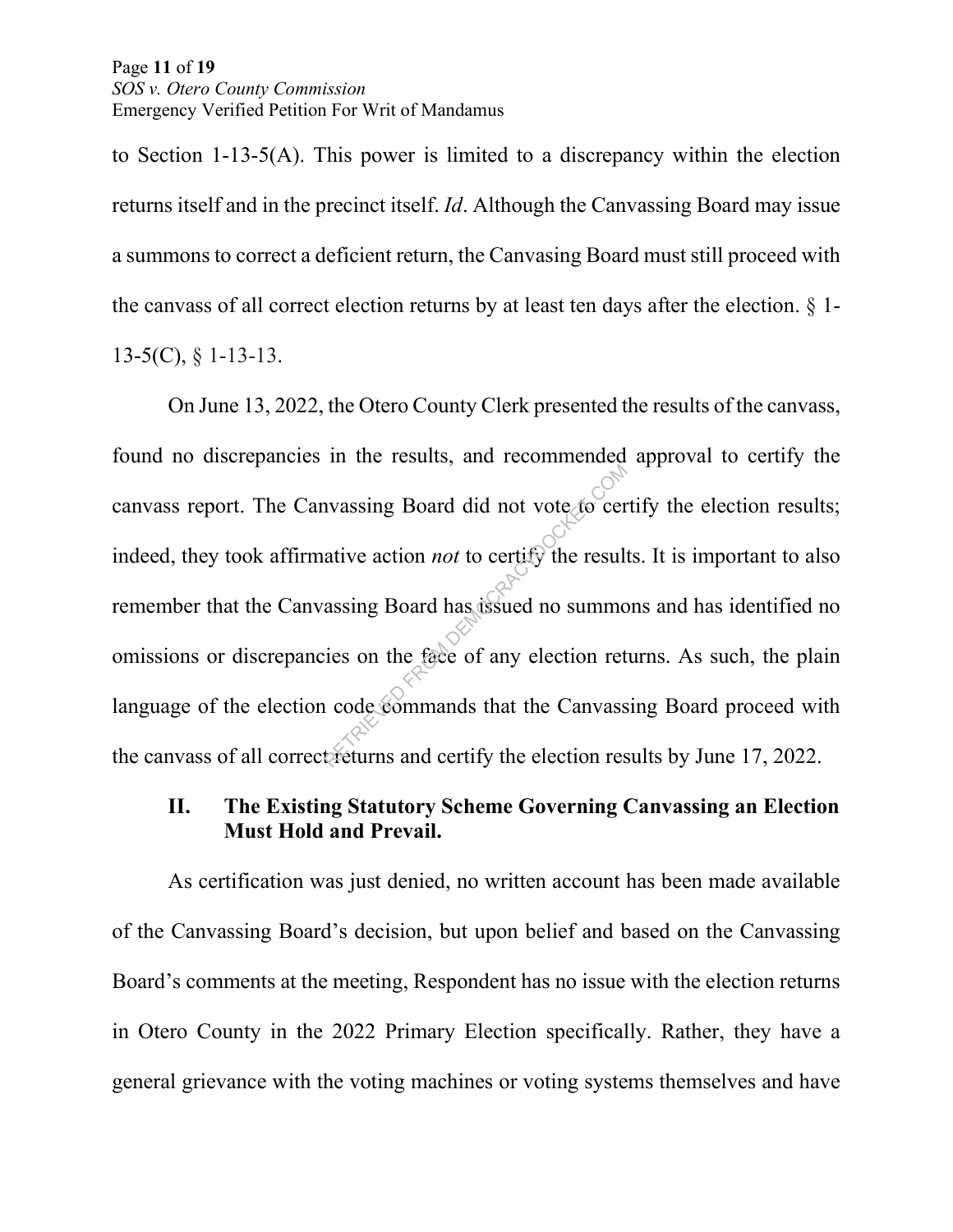to Section 1-13-5(A). This power is limited to a discrepancy within the election returns itself and in the precinct itself. *Id*. Although the Canvassing Board may issue a summons to correct a deficient return, the Canvasing Board must still proceed with the canvass of all correct election returns by at least ten days after the election. § 1-13-5(C), § 1-13-13.

On June 13, 2022, the Otero County Clerk presented the results of the canvass, found no discrepancies in the results, and recommended approval to certify the canvass report. The Canvassing Board did not vote to certify the election results; indeed, they took affirmative action *not* to certify the results. It is important to also remember that the Canvassing Board has issued no summons and has identified no omissions or discrepancies on the face of any election returns. As such, the plain language of the election code commands that the Canvassing Board proceed with the canvass of all correct returns and certify the election results by June 17, 2022.

## II. The Existing Statutory Scheme Governing Canvassing an Election Must Hold and Prevail.

As certification was just denied, no written account has been made available of the Canvassing Board's decision, but upon belief and based on the Canvassing Board's comments at the meeting, Respondent has no issue with the election returns in Otero County in the 2022 Primary Election specifically. Rather, they have a general grievance with the voting machines or voting systems themselves and have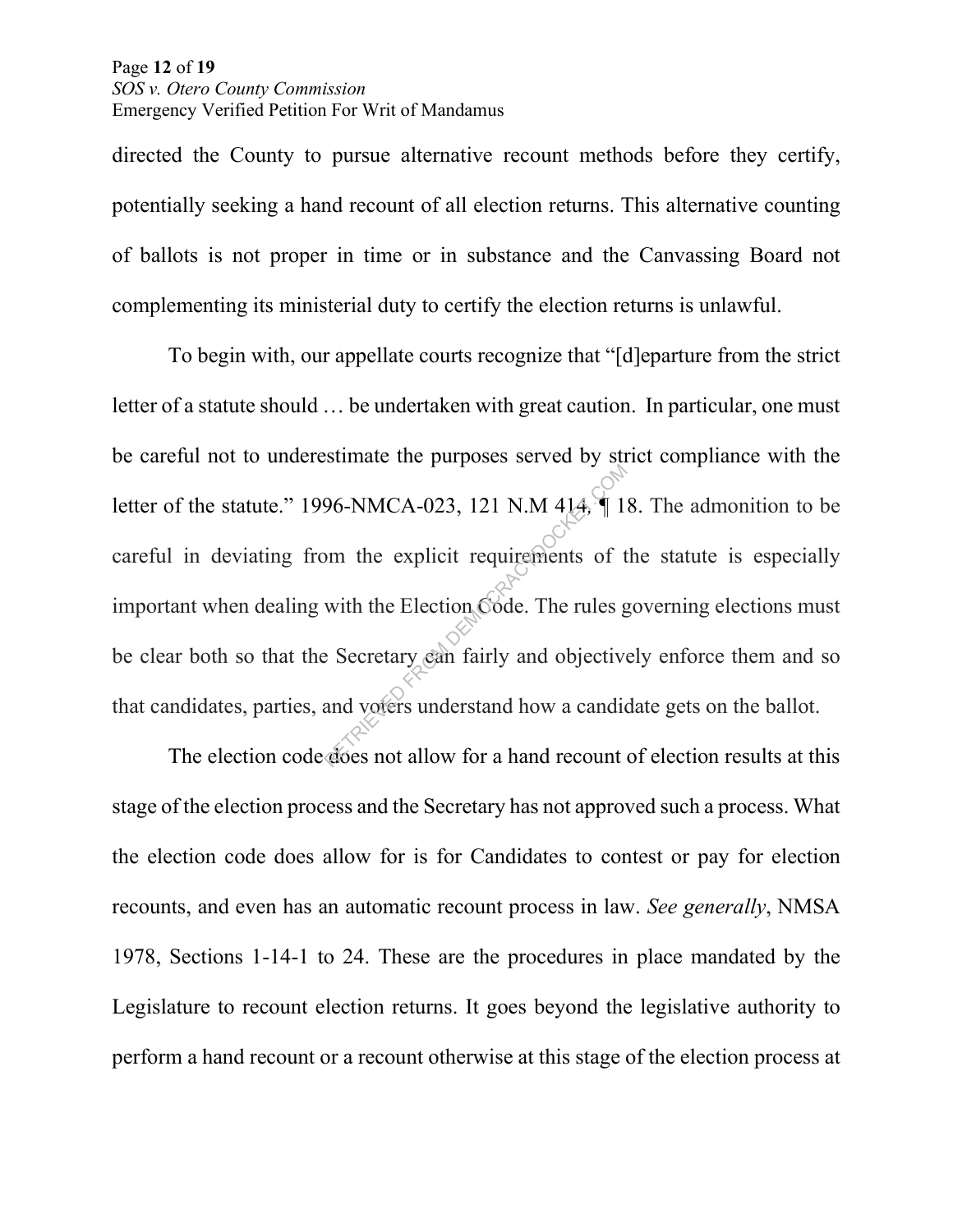directed the County to pursue alternative recount methods before they certify, potentially seeking a hand recount of all election returns. This alternative counting of ballots is not proper in time or in substance and the Canvassing Board not complementing its ministerial duty to certify the election returns is unlawful.

To begin with, our appellate courts recognize that "[d]eparture from the strict letter of a statute should … be undertaken with great caution. In particular, one must be careful not to underestimate the purposes served by strict compliance with the letter of the statute." 1996-NMCA-023, 121 N.M 414, ¶ 18. The admonition to be careful in deviating from the explicit requirements of the statute is especially important when dealing with the Election Code. The rules governing elections must be clear both so that the Secretary can fairly and objectively enforce them and so that candidates, parties, and voters understand how a candidate gets on the ballot.

The election code does not allow for a hand recount of election results at this stage of the election process and the Secretary has not approved such a process. What the election code does allow for is for Candidates to contest or pay for election recounts, and even has an automatic recount process in law. *See generally*, NMSA 1978, Sections 1-14-1 to 24. These are the procedures in place mandated by the Legislature to recount election returns. It goes beyond the legislative authority to perform a hand recount or a recount otherwise at this stage of the election process at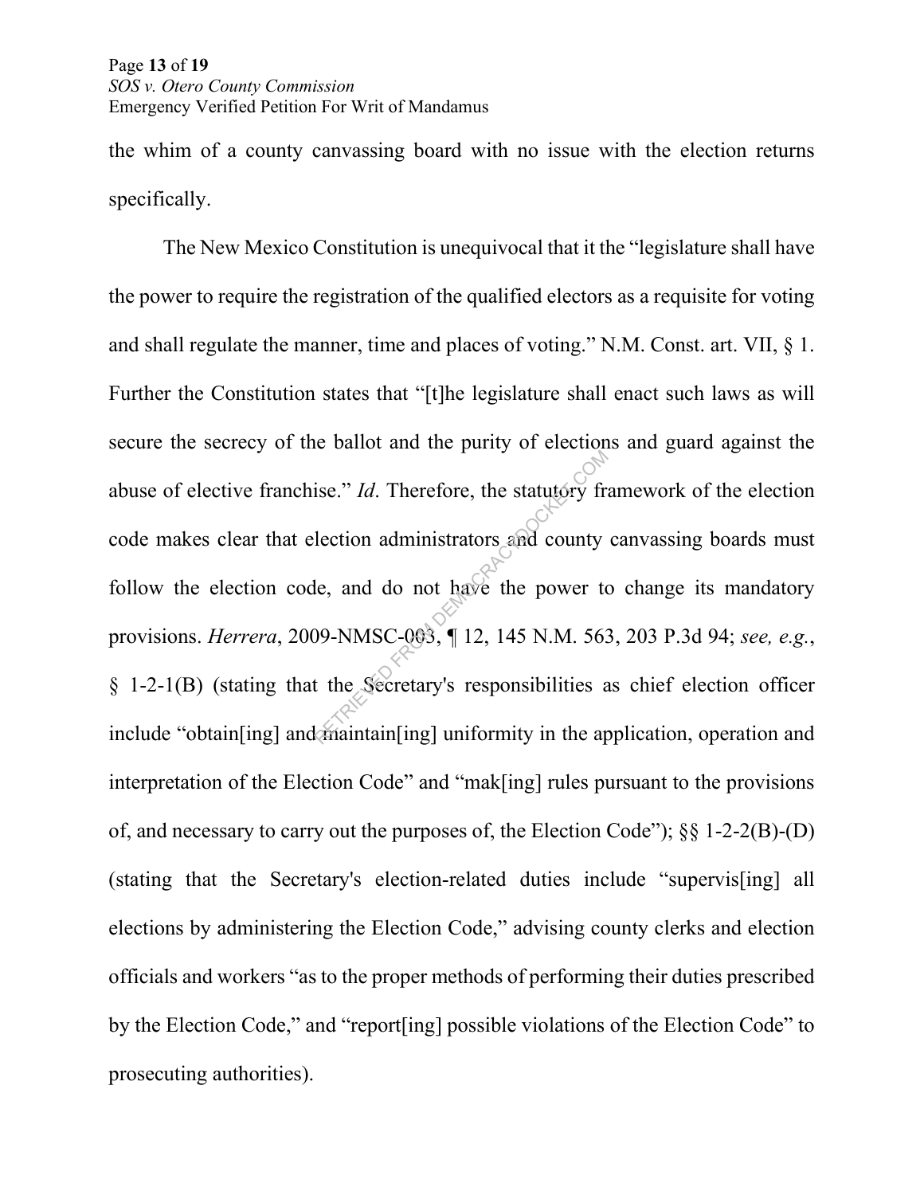the whim of a county canvassing board with no issue with the election returns specifically.

The New Mexico Constitution is unequivocal that it the "legislature shall have the power to require the registration of the qualified electors as a requisite for voting and shall regulate the manner, time and places of voting." N.M. Const. art. VII, § 1. Further the Constitution states that "[t]he legislature shall enact such laws as will secure the secrecy of the ballot and the purity of elections and guard against the abuse of elective franchise." *Id*. Therefore, the statutory framework of the election code makes clear that election administrators and county canvassing boards must follow the election code, and do not have the power to change its mandatory provisions. *Herrera*, 2009-NMSC-003, ¶ 12, 145 N.M. 563, 203 P.3d 94; *see, e.g.*, § 1-2-1(B) (stating that the Secretary's responsibilities as chief election officer include "obtain[ing] and maintain[ing] uniformity in the application, operation and interpretation of the Election Code" and "mak[ing] rules pursuant to the provisions of, and necessary to carry out the purposes of, the Election Code"); §§ 1-2-2(B)-(D) (stating that the Secretary's election-related duties include "supervis[ing] all elections by administering the Election Code," advising county clerks and election officials and workers "as to the proper methods of performing their duties prescribed by the Election Code," and "report[ing] possible violations of the Election Code" to prosecuting authorities).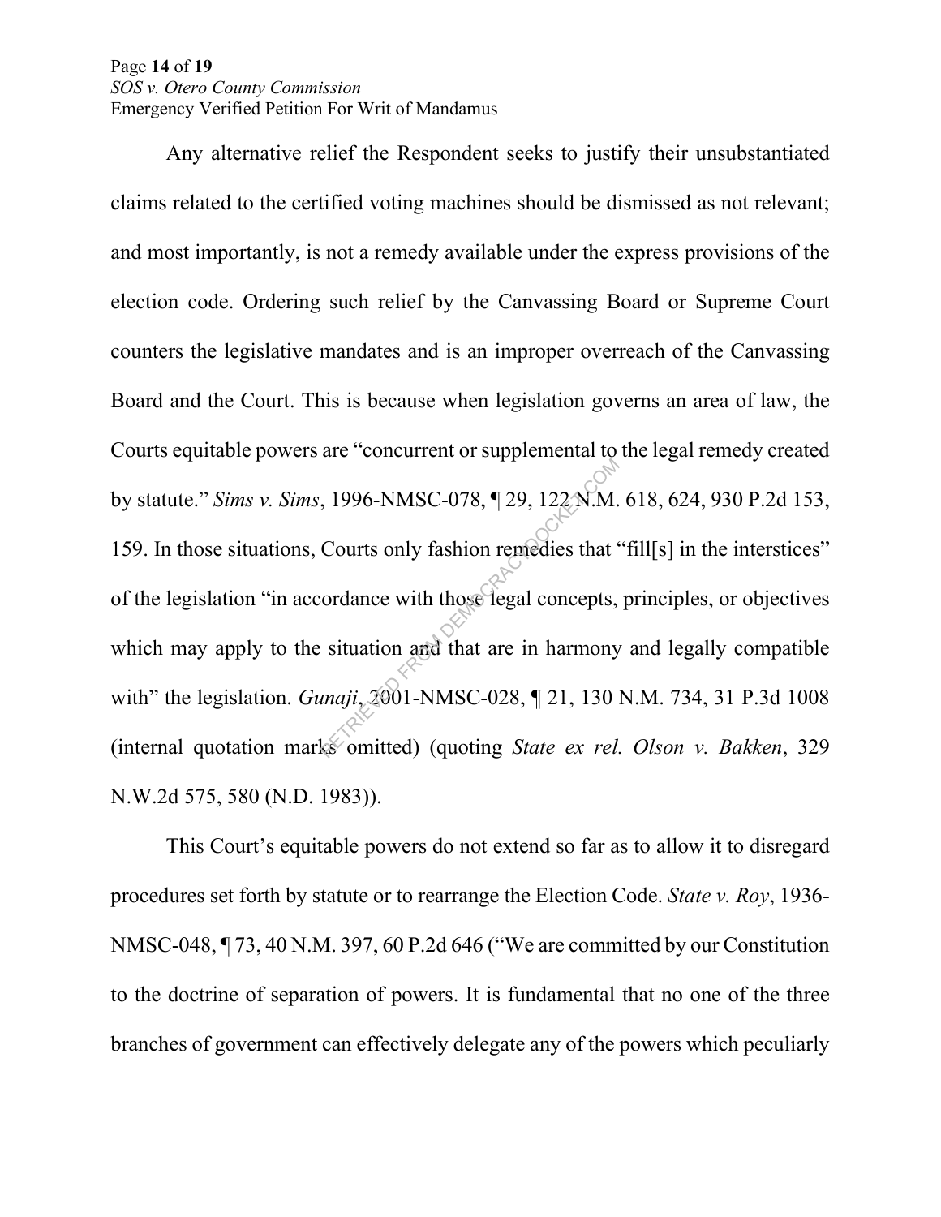Any alternative relief the Respondent seeks to justify their unsubstantiated claims related to the certified voting machines should be dismissed as not relevant; and most importantly, is not a remedy available under the express provisions of the election code. Ordering such relief by the Canvassing Board or Supreme Court counters the legislative mandates and is an improper overreach of the Canvassing Board and the Court. This is because when legislation governs an area of law, the Courts equitable powers are "concurrent or supplemental to the legal remedy created by statute." *Sims v. Sims*, 1996-NMSC-078, ¶ 29, 122 N.M. 618, 624, 930 P.2d 153, 159. In those situations, Courts only fashion remedies that "fill[s] in the interstices" of the legislation "in accordance with those legal concepts, principles, or objectives which may apply to the situation and that are in harmony and legally compatible with" the legislation. *Gunaji*, 2001-NMSC-028, ¶ 21, 130 N.M. 734, 31 P.3d 1008 (internal quotation marks omitted) (quoting *State ex rel. Olson v. Bakken*, 329 N.W.2d 575, 580 (N.D. 1983)).

This Court's equitable powers do not extend so far as to allow it to disregard procedures set forth by statute or to rearrange the Election Code. *State v. Roy*, 1936-NMSC-048, ¶ 73, 40 N.M. 397, 60 P.2d 646 ("We are committed by our Constitution to the doctrine of separation of powers. It is fundamental that no one of the three branches of government can effectively delegate any of the powers which peculiarly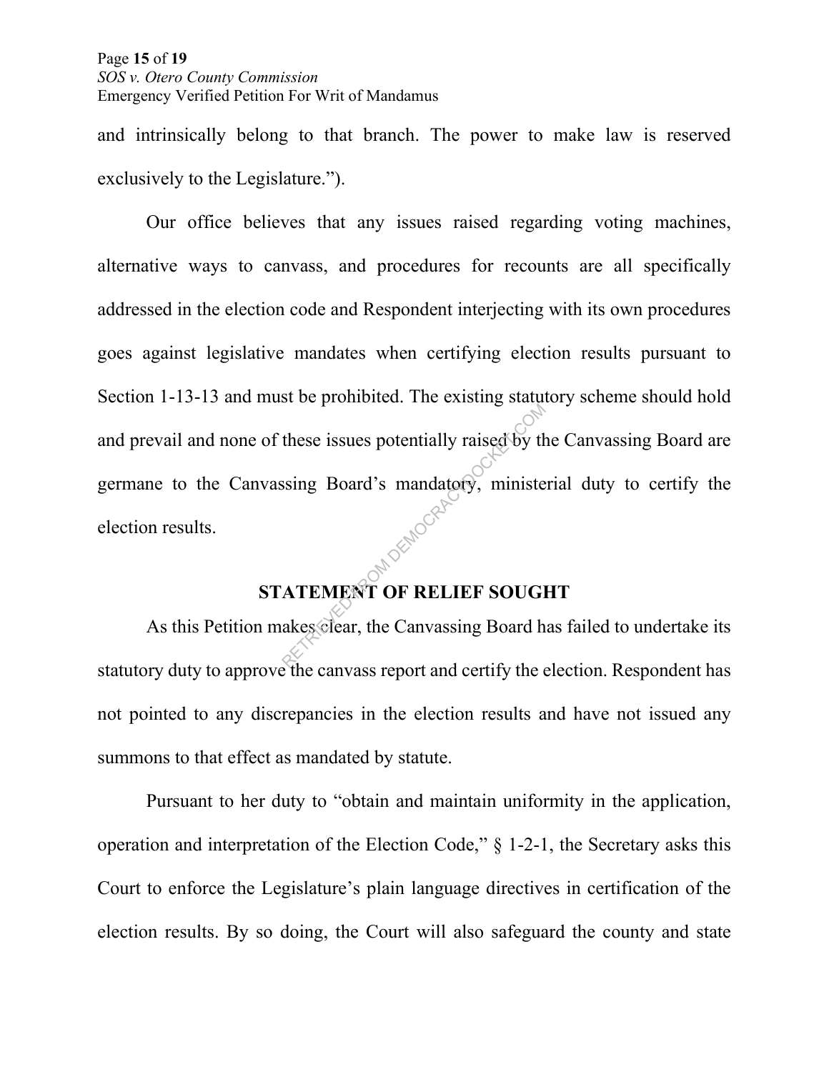and intrinsically belong to that branch. The power to make law is reserved exclusively to the Legislature.").

Our office believes that any issues raised regarding voting machines, alternative ways to canvass, and procedures for recounts are all specifically addressed in the election code and Respondent interjecting with its own procedures goes against legislative mandates when certifying election results pursuant to Section 1-13-13 and must be prohibited. The existing statutory scheme should hold and prevail and none of these issues potentially raised by the Canvassing Board are germane to the Canvassing Board's mandatory, ministerial duty to certify the election results.

## STATEMENT OF RELIEF SOUGHT

As this Petition makes clear, the Canvassing Board has failed to undertake its statutory duty to approve the canvass report and certify the election. Respondent has not pointed to any discrepancies in the election results and have not issued any summons to that effect as mandated by statute.

Pursuant to her duty to "obtain and maintain uniformity in the application, operation and interpretation of the Election Code," § 1-2-1, the Secretary asks this Court to enforce the Legislature's plain language directives in certification of the election results. By so doing, the Court will also safeguard the county and state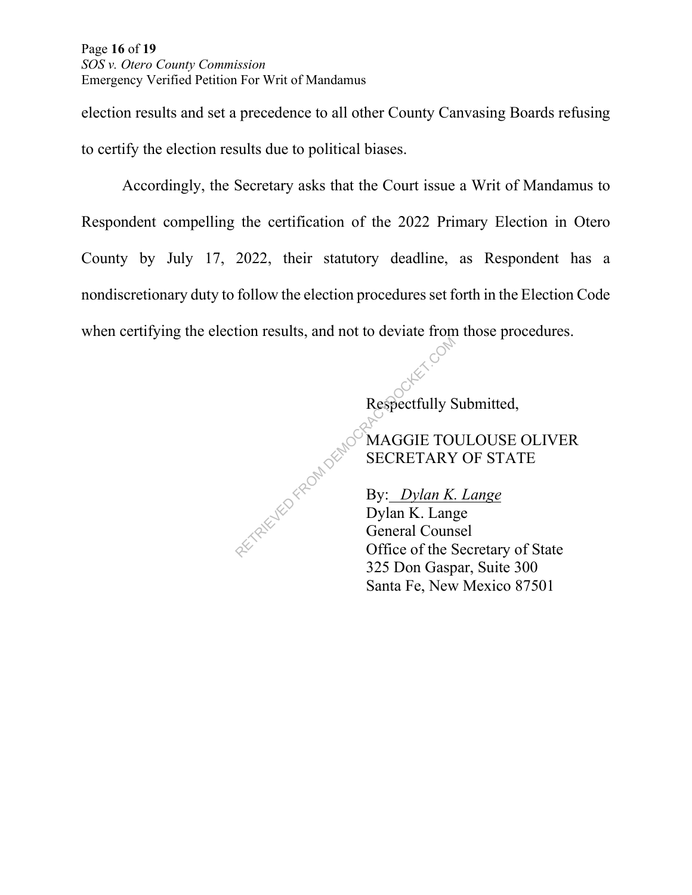election results and set a precedence to all other County Canvasing Boards refusing to certify the election results due to political biases.

Accordingly, the Secretary asks that the Court issue a Writ of Mandamus to Respondent compelling the certification of the 2022 Primary Election in Otero County by July 17, 2022, their statutory deadline, as Respondent has a nondiscretionary duty to follow the election procedures set forth in the Election Code when certifying the election results, and not to deviate from those procedures.

Respectfully Submitted,

MAGGIE TOULOUSE OLIVER
SECRETARY OF STATE

By: *Dylan K. Lange*
Dylan K. Lange
General Counsel
Office of the Secretary of State
325 Don Gaspar, Suite 300
Santa Fe, New Mexico 87501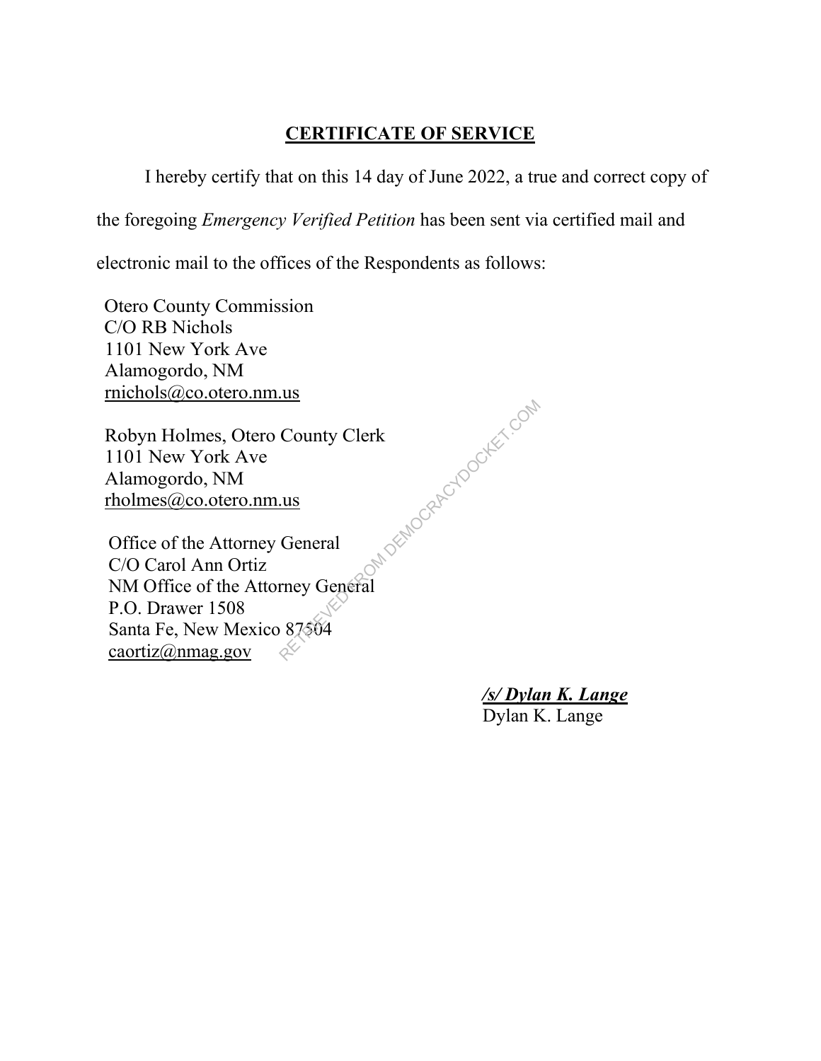## CERTIFICATE OF SERVICE

I hereby certify that on this 14 day of June 2022, a true and correct copy of the foregoing *Emergency Verified Petition* has been sent via certified mail and electronic mail to the offices of the Respondents as follows:

Otero County Commission  
C/O RB Nichols  
1101 New York Ave  
Alamogordo, NM  
rnichols@co.otero.nm.us

Robyn Holmes, Otero County Clerk  
1101 New York Ave  
Alamogordo, NM  
rholmes@co.otero.nm.us

Office of the Attorney General  
C/O Carol Ann Ortiz  
NM Office of the Attorney General  
P.O. Drawer 1508  
Santa Fe, New Mexico 87504  
caortiz@nmag.gov

***/s/ Dylan K. Lange***  
Dylan K. Lange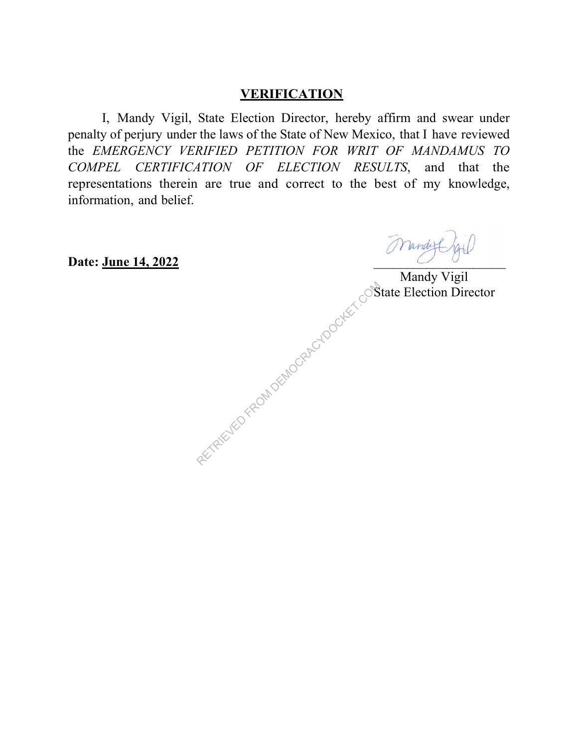## VERIFICATION

I, Mandy Vigil, State Election Director, hereby affirm and swear under penalty of perjury under the laws of the State of New Mexico, that I have reviewed the *EMERGENCY VERIFIED PETITION FOR WRIT OF MANDAMUS TO COMPEL CERTIFICATION OF ELECTION RESULTS*, and that the representations therein are true and correct to the best of my knowledge, information, and belief.

**Date: June 14, 2022**

Mandy Vigil
State Election Director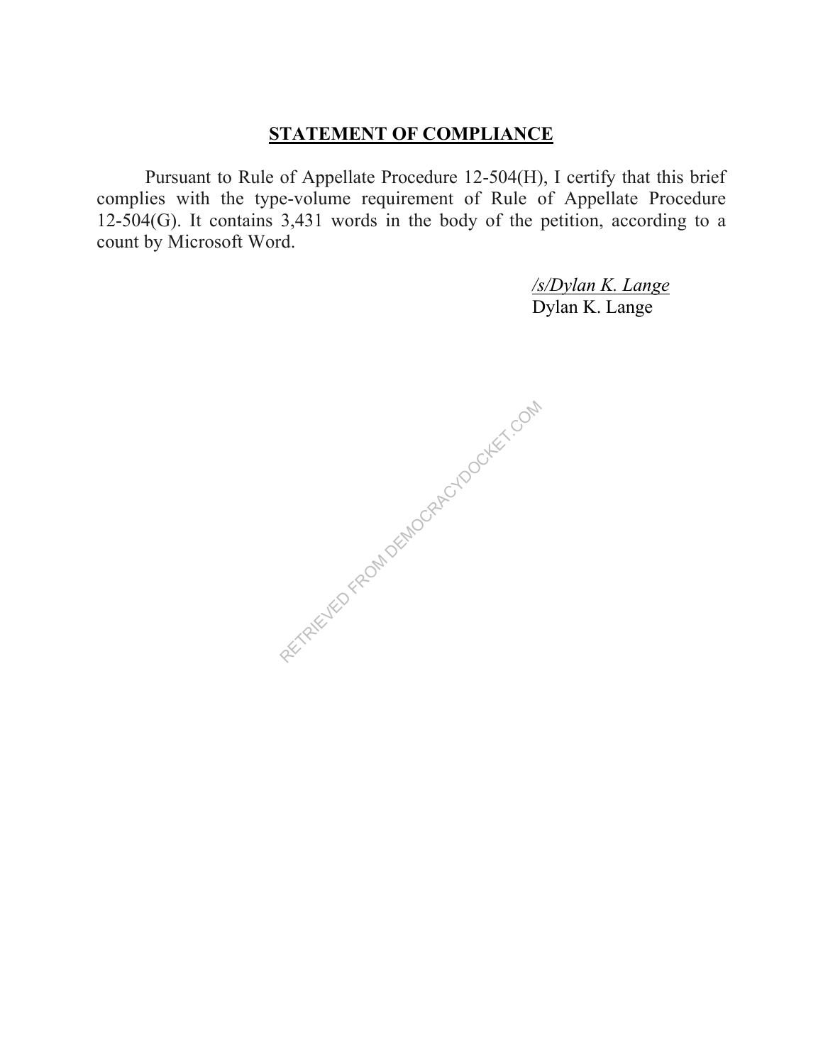## **STATEMENT OF COMPLIANCE**

Pursuant to Rule of Appellate Procedure 12-504(H), I certify that this brief complies with the type-volume requirement of Rule of Appellate Procedure 12-504(G). It contains 3,431 words in the body of the petition, according to a count by Microsoft Word.

/s/Dylan K. Lange
Dylan K. Lange